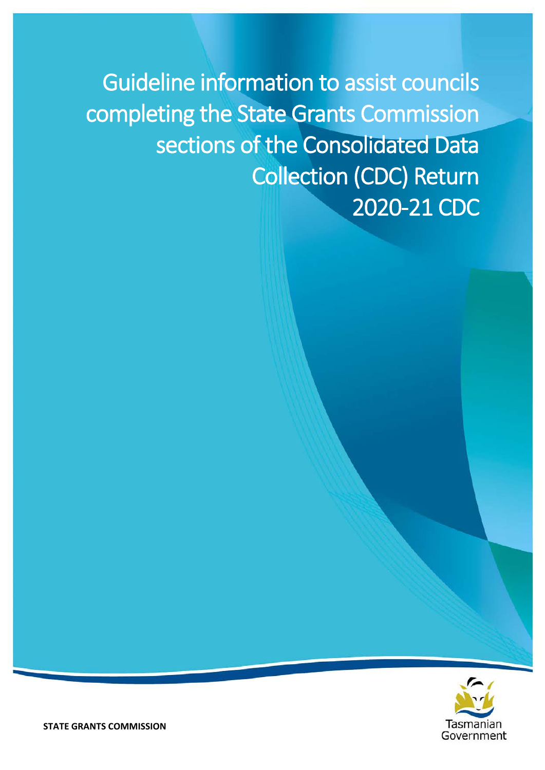# Guideline information to assist councils completing the State Grants Commission sections of the Consolidated Data Collection (CDC) Return 2020-21 CDC

**STATE GRANTS COMMISSION**

Tasmanian Government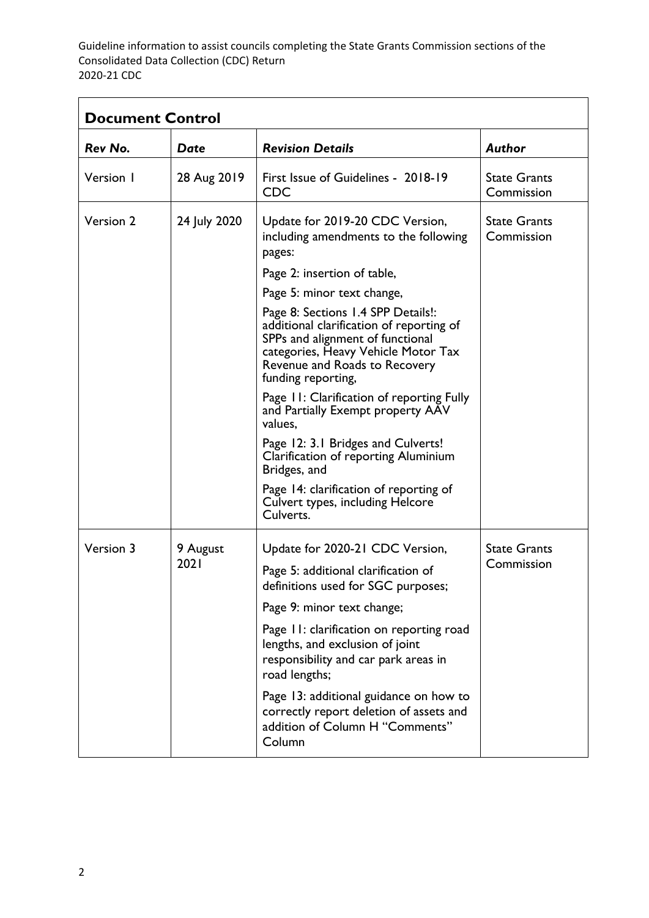## Document Control

| ***Rev No.*** | ***Date*** | ***Revision Details*** | ***Author*** |
|---|---|---|---|
| Version 1 | 28 Aug 2019 | First Issue of Guidelines - 2018-19 CDC | State Grants Commission |
| Version 2 | 24 July 2020 | Update for 2019-20 CDC Version, including amendments to the following pages:<br><br>Page 2: insertion of table,<br><br>Page 5: minor text change,<br><br>Page 8: Sections 1.4 SPP Details!: additional clarification of reporting of SPPs and alignment of functional categories, Heavy Vehicle Motor Tax Revenue and Roads to Recovery funding reporting,<br><br>Page 11: Clarification of reporting Fully and Partially Exempt property AAV values,<br><br>Page 12: 3.1 Bridges and Culverts! Clarification of reporting Aluminium Bridges, and<br><br>Page 14: clarification of reporting of Culvert types, including Helcore Culverts. | State Grants Commission |
| Version 3 | 9 August 2021 | Update for 2020-21 CDC Version,<br><br>Page 5: additional clarification of definitions used for SGC purposes;<br><br>Page 9: minor text change;<br><br>Page 11: clarification on reporting road lengths, and exclusion of joint responsibility and car park areas in road lengths;<br><br>Page 13: additional guidance on how to correctly report deletion of assets and addition of Column H "Comments" Column | State Grants Commission |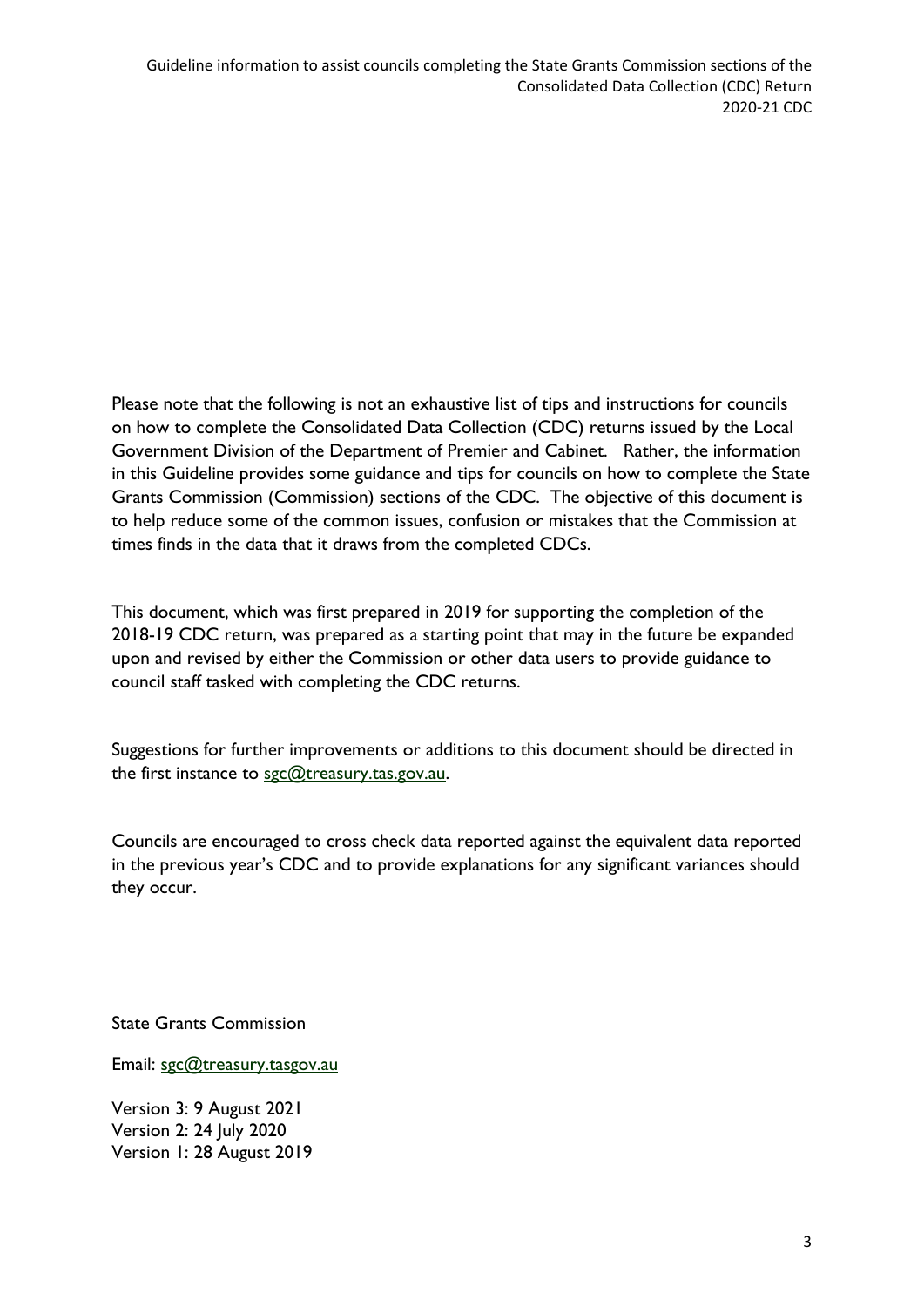Please note that the following is not an exhaustive list of tips and instructions for councils on how to complete the Consolidated Data Collection (CDC) returns issued by the Local Government Division of the Department of Premier and Cabinet. Rather, the information in this Guideline provides some guidance and tips for councils on how to complete the State Grants Commission (Commission) sections of the CDC. The objective of this document is to help reduce some of the common issues, confusion or mistakes that the Commission at times finds in the data that it draws from the completed CDCs.

This document, which was first prepared in 2019 for supporting the completion of the 2018-19 CDC return, was prepared as a starting point that may in the future be expanded upon and revised by either the Commission or other data users to provide guidance to council staff tasked with completing the CDC returns.

Suggestions for further improvements or additions to this document should be directed in the first instance to sgc@treasury.tas.gov.au.

Councils are encouraged to cross check data reported against the equivalent data reported in the previous year's CDC and to provide explanations for any significant variances should they occur.

State Grants Commission

Email: sgc@treasury.tasgov.au

Version 3: 9 August 2021
Version 2: 24 July 2020
Version 1: 28 August 2019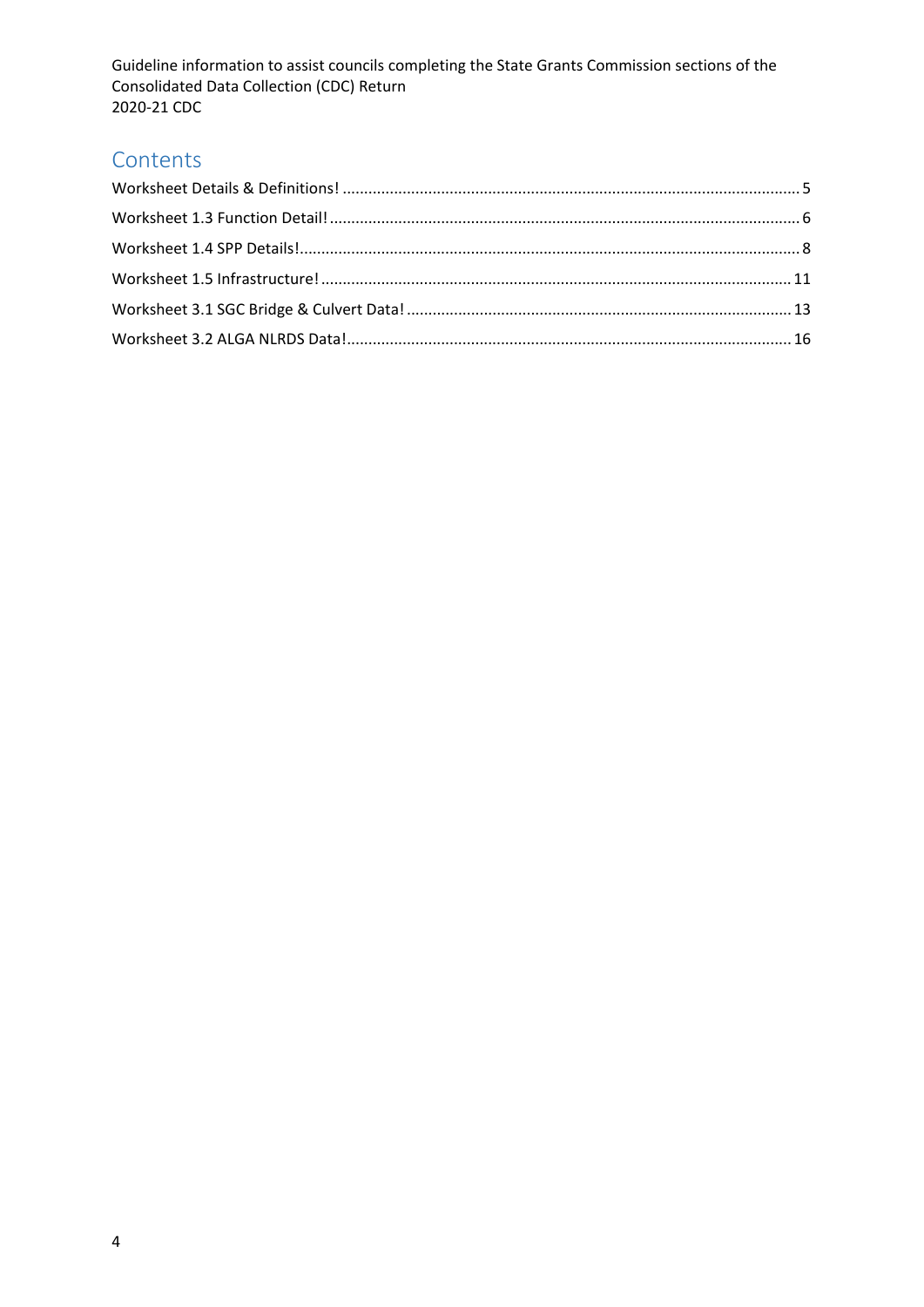Guideline information to assist councils completing the State Grants Commission sections of the Consolidated Data Collection (CDC) Return
2020-21 CDC

## Contents

Worksheet Details & Definitions! .......... 5
Worksheet 1.3 Function Detail! .......... 6
Worksheet 1.4 SPP Details! .......... 8
Worksheet 1.5 Infrastructure! .......... 11
Worksheet 3.1 SGC Bridge & Culvert Data! .......... 13
Worksheet 3.2 ALGA NLRDS Data! .......... 16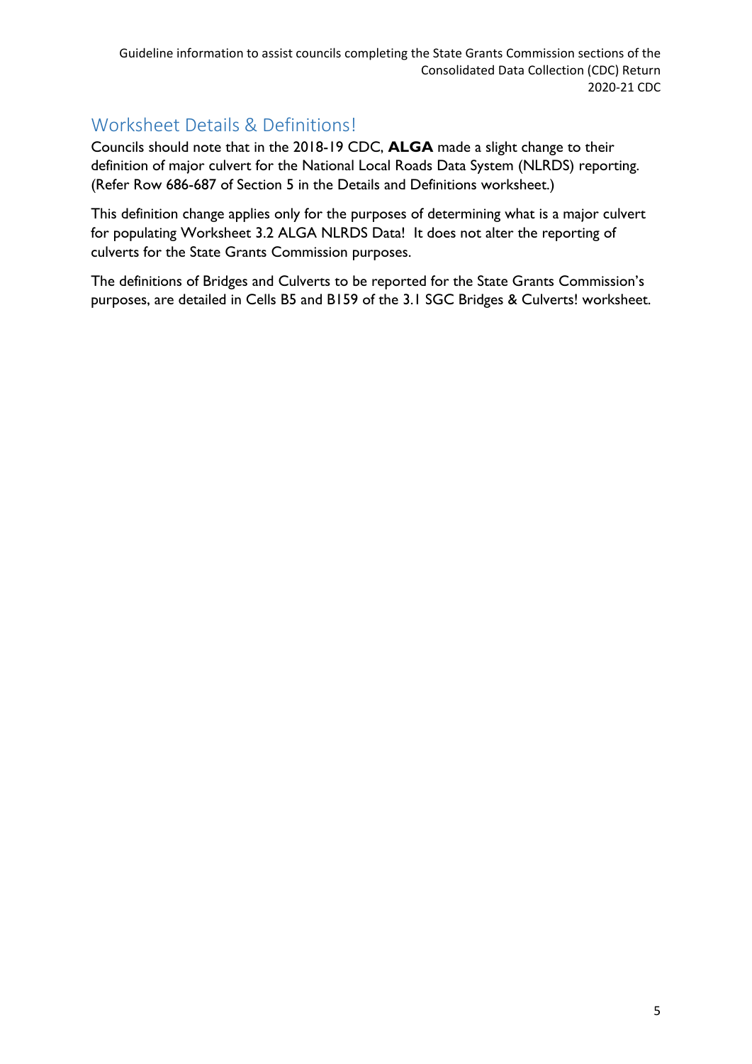## Worksheet Details & Definitions!

Councils should note that in the 2018-19 CDC, **ALGA** made a slight change to their definition of major culvert for the National Local Roads Data System (NLRDS) reporting. (Refer Row 686-687 of Section 5 in the Details and Definitions worksheet.)

This definition change applies only for the purposes of determining what is a major culvert for populating Worksheet 3.2 ALGA NLRDS Data! It does not alter the reporting of culverts for the State Grants Commission purposes.

The definitions of Bridges and Culverts to be reported for the State Grants Commission's purposes, are detailed in Cells B5 and B159 of the 3.1 SGC Bridges & Culverts! worksheet.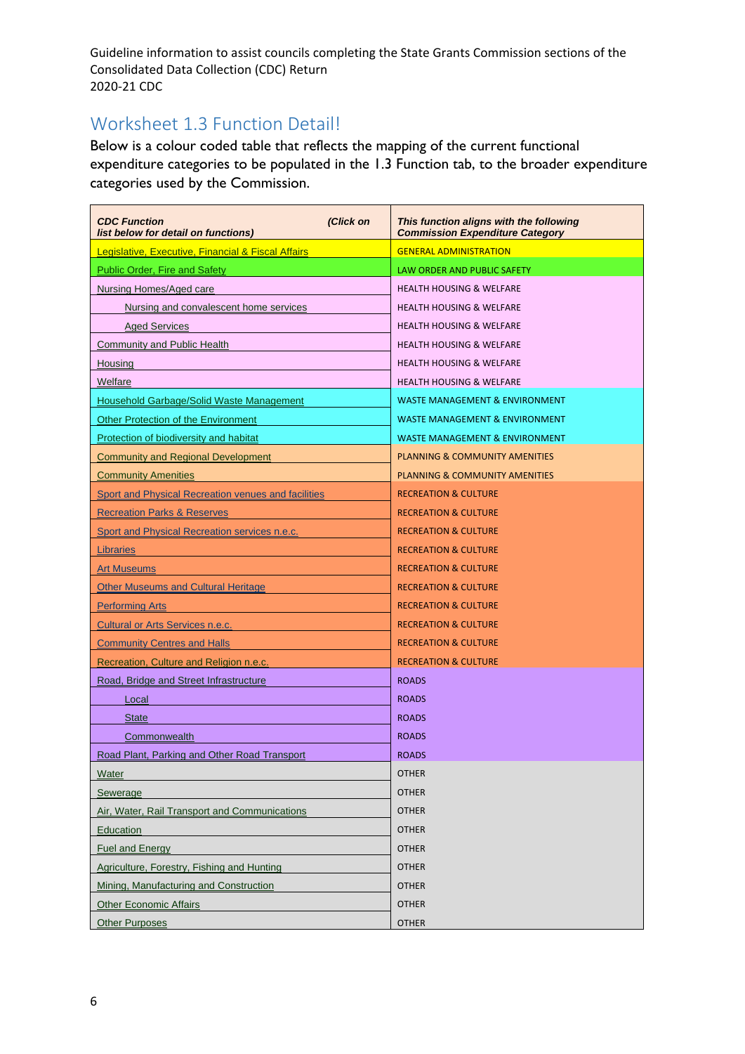Guideline information to assist councils completing the State Grants Commission sections of the Consolidated Data Collection (CDC) Return
2020-21 CDC

## Worksheet 1.3 Function Detail!

Below is a colour coded table that reflects the mapping of the current functional expenditure categories to be populated in the 1.3 Function tab, to the broader expenditure categories used by the Commission.

| ***CDC Function (Click on list below for detail on functions)*** | ***This function aligns with the following Commission Expenditure Category*** |
|---|---|
| Legislative, Executive, Financial & Fiscal Affairs | GENERAL ADMINISTRATION |
| Public Order, Fire and Safety | LAW ORDER AND PUBLIC SAFETY |
| Nursing Homes/Aged care | HEALTH HOUSING & WELFARE |
| Nursing and convalescent home services | HEALTH HOUSING & WELFARE |
| Aged Services | HEALTH HOUSING & WELFARE |
| Community and Public Health | HEALTH HOUSING & WELFARE |
| Housing | HEALTH HOUSING & WELFARE |
| Welfare | HEALTH HOUSING & WELFARE |
| Household Garbage/Solid Waste Management | WASTE MANAGEMENT & ENVIRONMENT |
| Other Protection of the Environment | WASTE MANAGEMENT & ENVIRONMENT |
| Protection of biodiversity and habitat | WASTE MANAGEMENT & ENVIRONMENT |
| Community and Regional Development | PLANNING & COMMUNITY AMENITIES |
| Community Amenities | PLANNING & COMMUNITY AMENITIES |
| Sport and Physical Recreation venues and facilities | RECREATION & CULTURE |
| Recreation Parks & Reserves | RECREATION & CULTURE |
| Sport and Physical Recreation services n.e.c. | RECREATION & CULTURE |
| Libraries | RECREATION & CULTURE |
| Art Museums | RECREATION & CULTURE |
| Other Museums and Cultural Heritage | RECREATION & CULTURE |
| Performing Arts | RECREATION & CULTURE |
| Cultural or Arts Services n.e.c. | RECREATION & CULTURE |
| Community Centres and Halls | RECREATION & CULTURE |
| Recreation, Culture and Religion n.e.c. | RECREATION & CULTURE |
| Road, Bridge and Street Infrastructure | ROADS |
| Local | ROADS |
| State | ROADS |
| Commonwealth | ROADS |
| Road Plant, Parking and Other Road Transport | ROADS |
| Water | OTHER |
| Sewerage | OTHER |
| Air, Water, Rail Transport and Communications | OTHER |
| Education | OTHER |
| Fuel and Energy | OTHER |
| Agriculture, Forestry, Fishing and Hunting | OTHER |
| Mining, Manufacturing and Construction | OTHER |
| Other Economic Affairs | OTHER |
| Other Purposes | OTHER |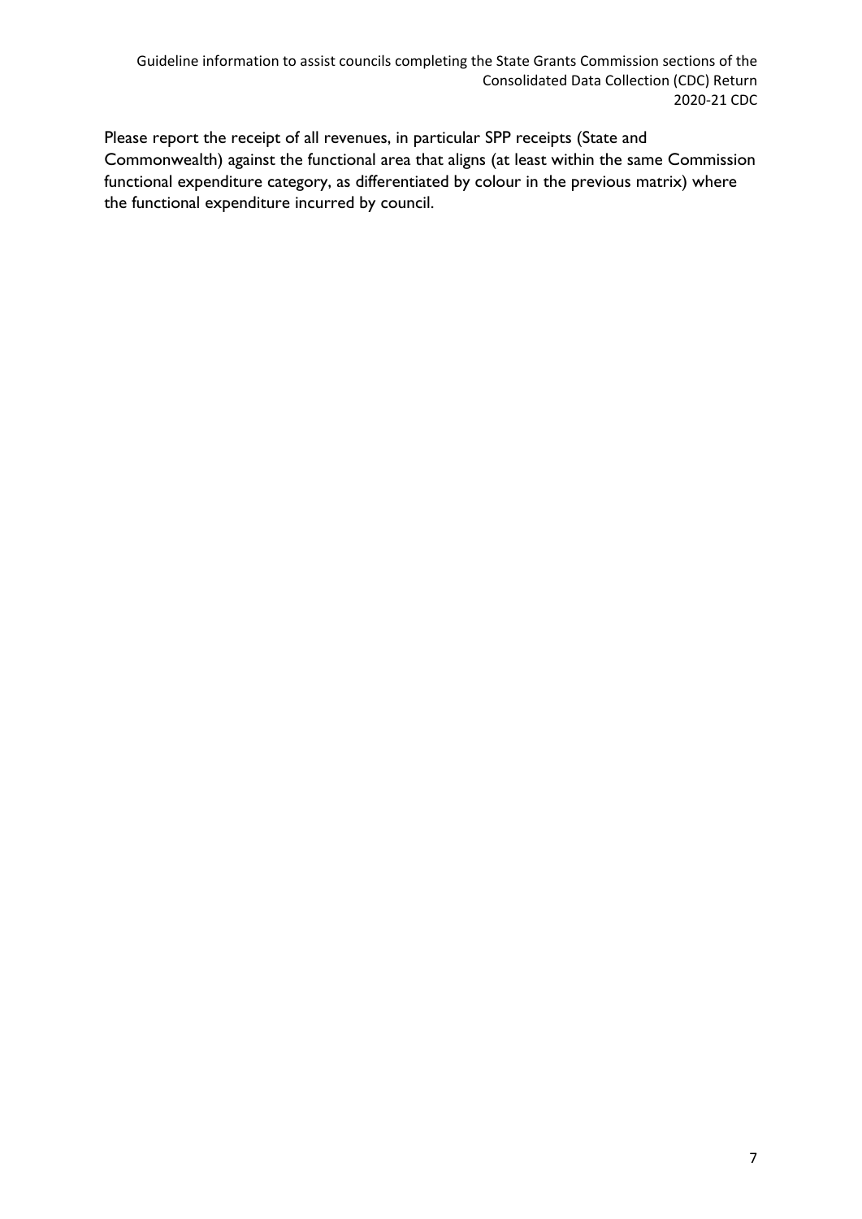Please report the receipt of all revenues, in particular SPP receipts (State and Commonwealth) against the functional area that aligns (at least within the same Commission functional expenditure category, as differentiated by colour in the previous matrix) where the functional expenditure incurred by council.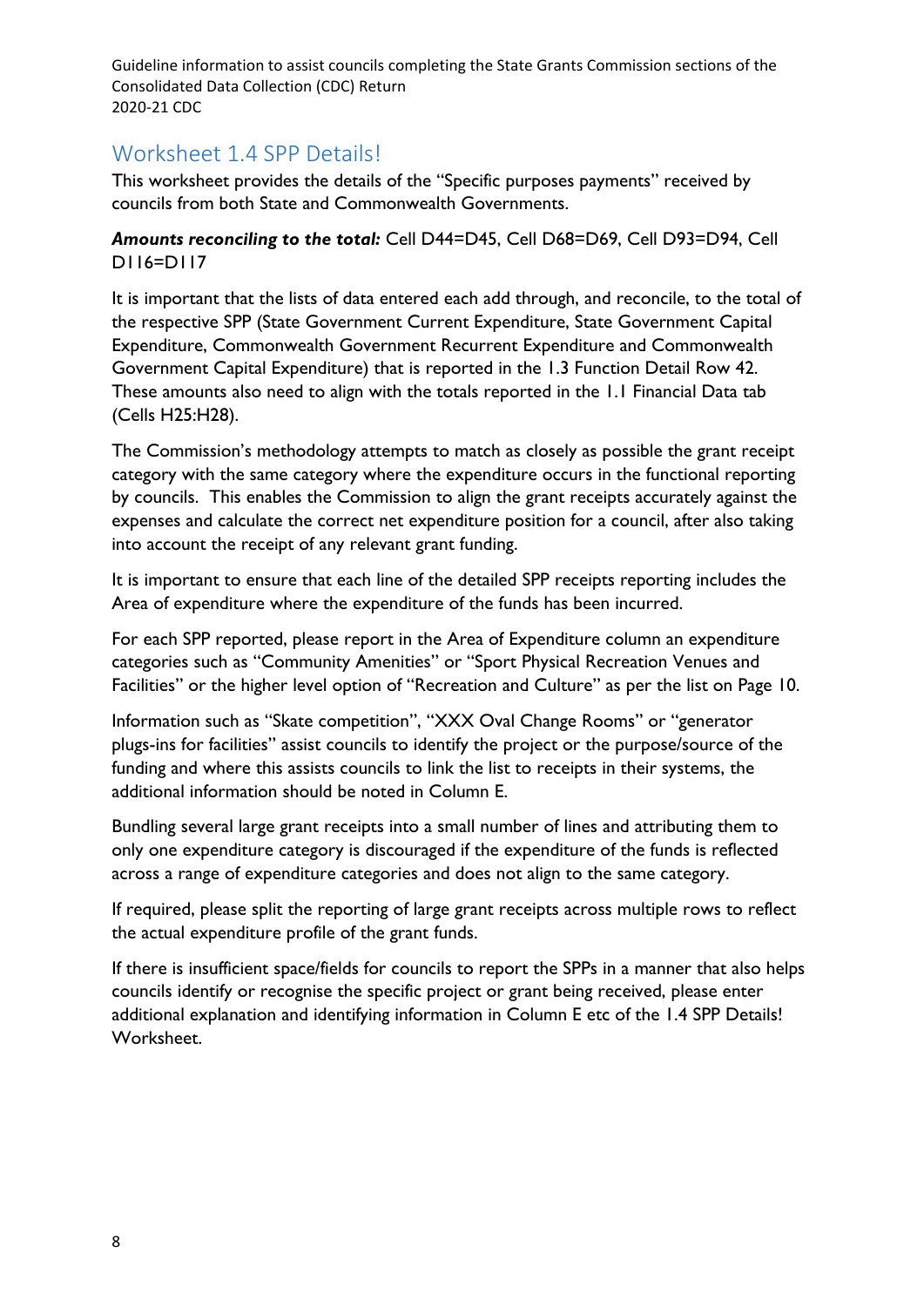## Worksheet 1.4 SPP Details!

This worksheet provides the details of the "Specific purposes payments" received by councils from both State and Commonwealth Governments.

***Amounts reconciling to the total:*** Cell D44=D45, Cell D68=D69, Cell D93=D94, Cell D116=D117

It is important that the lists of data entered each add through, and reconcile, to the total of the respective SPP (State Government Current Expenditure, State Government Capital Expenditure, Commonwealth Government Recurrent Expenditure and Commonwealth Government Capital Expenditure) that is reported in the 1.3 Function Detail Row 42. These amounts also need to align with the totals reported in the 1.1 Financial Data tab (Cells H25:H28).

The Commission's methodology attempts to match as closely as possible the grant receipt category with the same category where the expenditure occurs in the functional reporting by councils. This enables the Commission to align the grant receipts accurately against the expenses and calculate the correct net expenditure position for a council, after also taking into account the receipt of any relevant grant funding.

It is important to ensure that each line of the detailed SPP receipts reporting includes the Area of expenditure where the expenditure of the funds has been incurred.

For each SPP reported, please report in the Area of Expenditure column an expenditure categories such as "Community Amenities" or "Sport Physical Recreation Venues and Facilities" or the higher level option of "Recreation and Culture" as per the list on Page 10.

Information such as "Skate competition", "XXX Oval Change Rooms" or "generator plugs-ins for facilities" assist councils to identify the project or the purpose/source of the funding and where this assists councils to link the list to receipts in their systems, the additional information should be noted in Column E.

Bundling several large grant receipts into a small number of lines and attributing them to only one expenditure category is discouraged if the expenditure of the funds is reflected across a range of expenditure categories and does not align to the same category.

If required, please split the reporting of large grant receipts across multiple rows to reflect the actual expenditure profile of the grant funds.

If there is insufficient space/fields for councils to report the SPPs in a manner that also helps councils identify or recognise the specific project or grant being received, please enter additional explanation and identifying information in Column E etc of the 1.4 SPP Details! Worksheet.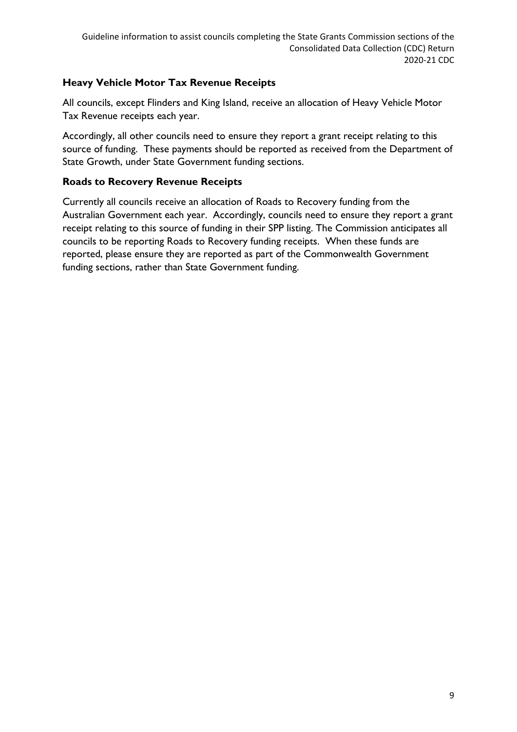## Heavy Vehicle Motor Tax Revenue Receipts

All councils, except Flinders and King Island, receive an allocation of Heavy Vehicle Motor Tax Revenue receipts each year.

Accordingly, all other councils need to ensure they report a grant receipt relating to this source of funding. These payments should be reported as received from the Department of State Growth, under State Government funding sections.

## Roads to Recovery Revenue Receipts

Currently all councils receive an allocation of Roads to Recovery funding from the Australian Government each year. Accordingly, councils need to ensure they report a grant receipt relating to this source of funding in their SPP listing. The Commission anticipates all councils to be reporting Roads to Recovery funding receipts. When these funds are reported, please ensure they are reported as part of the Commonwealth Government funding sections, rather than State Government funding.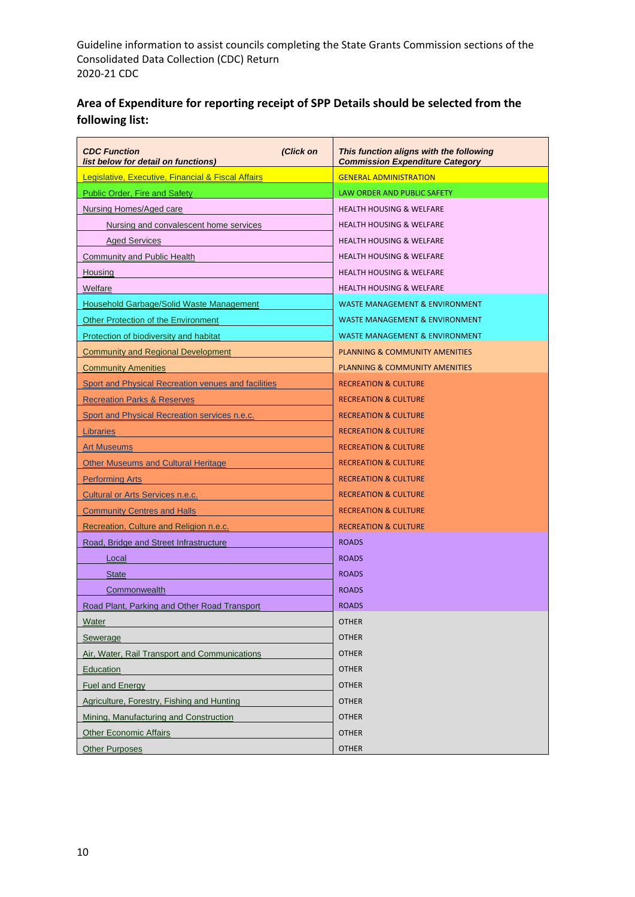Guideline information to assist councils completing the State Grants Commission sections of the Consolidated Data Collection (CDC) Return
2020-21 CDC

## Area of Expenditure for reporting receipt of SPP Details should be selected from the following list:

| *CDC Function (Click on list below for detail on functions)* | *This function aligns with the following Commission Expenditure Category* |
|---|---|
| Legislative, Executive, Financial & Fiscal Affairs | GENERAL ADMINISTRATION |
| Public Order, Fire and Safety | LAW ORDER AND PUBLIC SAFETY |
| Nursing Homes/Aged care | HEALTH HOUSING & WELFARE |
| Nursing and convalescent home services | HEALTH HOUSING & WELFARE |
| Aged Services | HEALTH HOUSING & WELFARE |
| Community and Public Health | HEALTH HOUSING & WELFARE |
| Housing | HEALTH HOUSING & WELFARE |
| Welfare | HEALTH HOUSING & WELFARE |
| Household Garbage/Solid Waste Management | WASTE MANAGEMENT & ENVIRONMENT |
| Other Protection of the Environment | WASTE MANAGEMENT & ENVIRONMENT |
| Protection of biodiversity and habitat | WASTE MANAGEMENT & ENVIRONMENT |
| Community and Regional Development | PLANNING & COMMUNITY AMENITIES |
| Community Amenities | PLANNING & COMMUNITY AMENITIES |
| Sport and Physical Recreation venues and facilities | RECREATION & CULTURE |
| Recreation Parks & Reserves | RECREATION & CULTURE |
| Sport and Physical Recreation services n.e.c. | RECREATION & CULTURE |
| Libraries | RECREATION & CULTURE |
| Art Museums | RECREATION & CULTURE |
| Other Museums and Cultural Heritage | RECREATION & CULTURE |
| Performing Arts | RECREATION & CULTURE |
| Cultural or Arts Services n.e.c. | RECREATION & CULTURE |
| Community Centres and Halls | RECREATION & CULTURE |
| Recreation, Culture and Religion n.e.c. | RECREATION & CULTURE |
| Road, Bridge and Street Infrastructure | ROADS |
| Local | ROADS |
| State | ROADS |
| Commonwealth | ROADS |
| Road Plant, Parking and Other Road Transport | ROADS |
| Water | OTHER |
| Sewerage | OTHER |
| Air, Water, Rail Transport and Communications | OTHER |
| Education | OTHER |
| Fuel and Energy | OTHER |
| Agriculture, Forestry, Fishing and Hunting | OTHER |
| Mining, Manufacturing and Construction | OTHER |
| Other Economic Affairs | OTHER |
| Other Purposes | OTHER |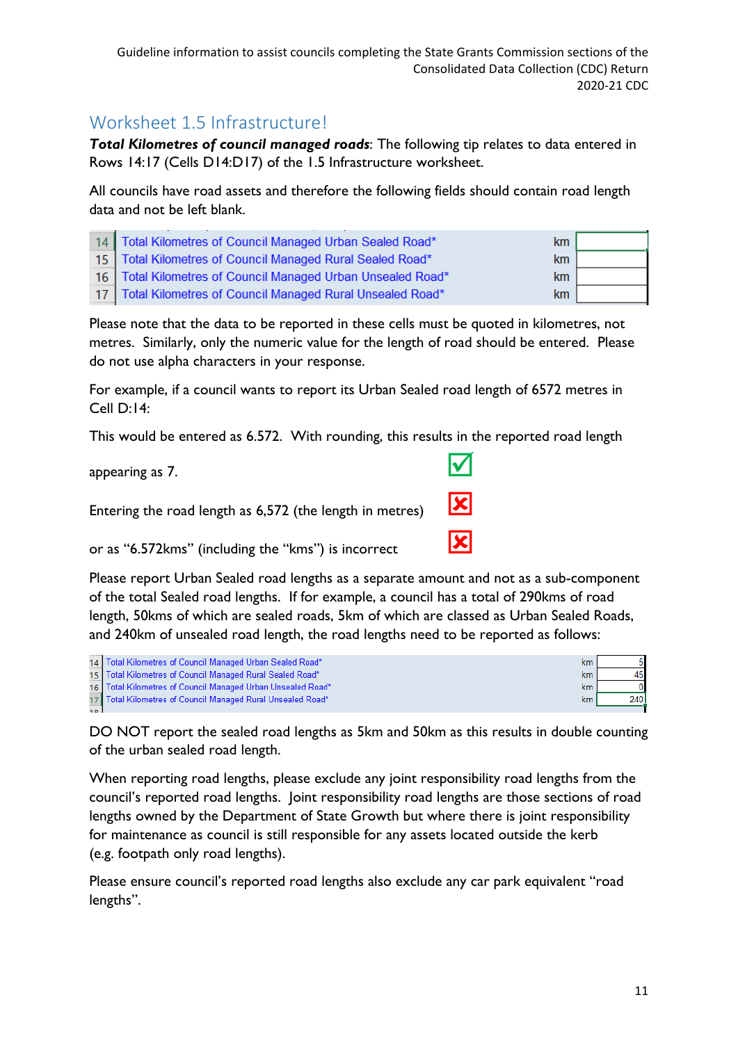## Worksheet 1.5 Infrastructure!

***Total Kilometres of council managed roads***: The following tip relates to data entered in Rows 14:17 (Cells D14:D17) of the 1.5 Infrastructure worksheet.

All councils have road assets and therefore the following fields should contain road length data and not be left blank.

| | | | |
|---|---|---|---|
| 14 | Total Kilometres of Council Managed Urban Sealed Road* | km | |
| 15 | Total Kilometres of Council Managed Rural Sealed Road* | km | |
| 16 | Total Kilometres of Council Managed Urban Unsealed Road* | km | |
| 17 | Total Kilometres of Council Managed Rural Unsealed Road* | km | |

Please note that the data to be reported in these cells must be quoted in kilometres, not metres. Similarly, only the numeric value for the length of road should be entered. Please do not use alpha characters in your response.

For example, if a council wants to report its Urban Sealed road length of 6572 metres in Cell D:14:

This would be entered as 6.572. With rounding, this results in the reported road length appearing as 7. ☑

Entering the road length as 6,572 (the length in metres) ☒

or as "6.572kms" (including the "kms") is incorrect ☒

Please report Urban Sealed road lengths as a separate amount and not as a sub-component of the total Sealed road lengths. If for example, a council has a total of 290kms of road length, 50kms of which are sealed roads, 5km of which are classed as Urban Sealed Roads, and 240km of unsealed road length, the road lengths need to be reported as follows:

| | | | |
|---|---|---|---|
| 14 | Total Kilometres of Council Managed Urban Sealed Road* | km | 5 |
| 15 | Total Kilometres of Council Managed Rural Sealed Road* | km | 45 |
| 16 | Total Kilometres of Council Managed Urban Unsealed Road* | km | 0 |
| 17 | Total Kilometres of Council Managed Rural Unsealed Road* | km | 240 |

DO NOT report the sealed road lengths as 5km and 50km as this results in double counting of the urban sealed road length.

When reporting road lengths, please exclude any joint responsibility road lengths from the council's reported road lengths. Joint responsibility road lengths are those sections of road lengths owned by the Department of State Growth but where there is joint responsibility for maintenance as council is still responsible for any assets located outside the kerb (e.g. footpath only road lengths).

Please ensure council's reported road lengths also exclude any car park equivalent "road lengths".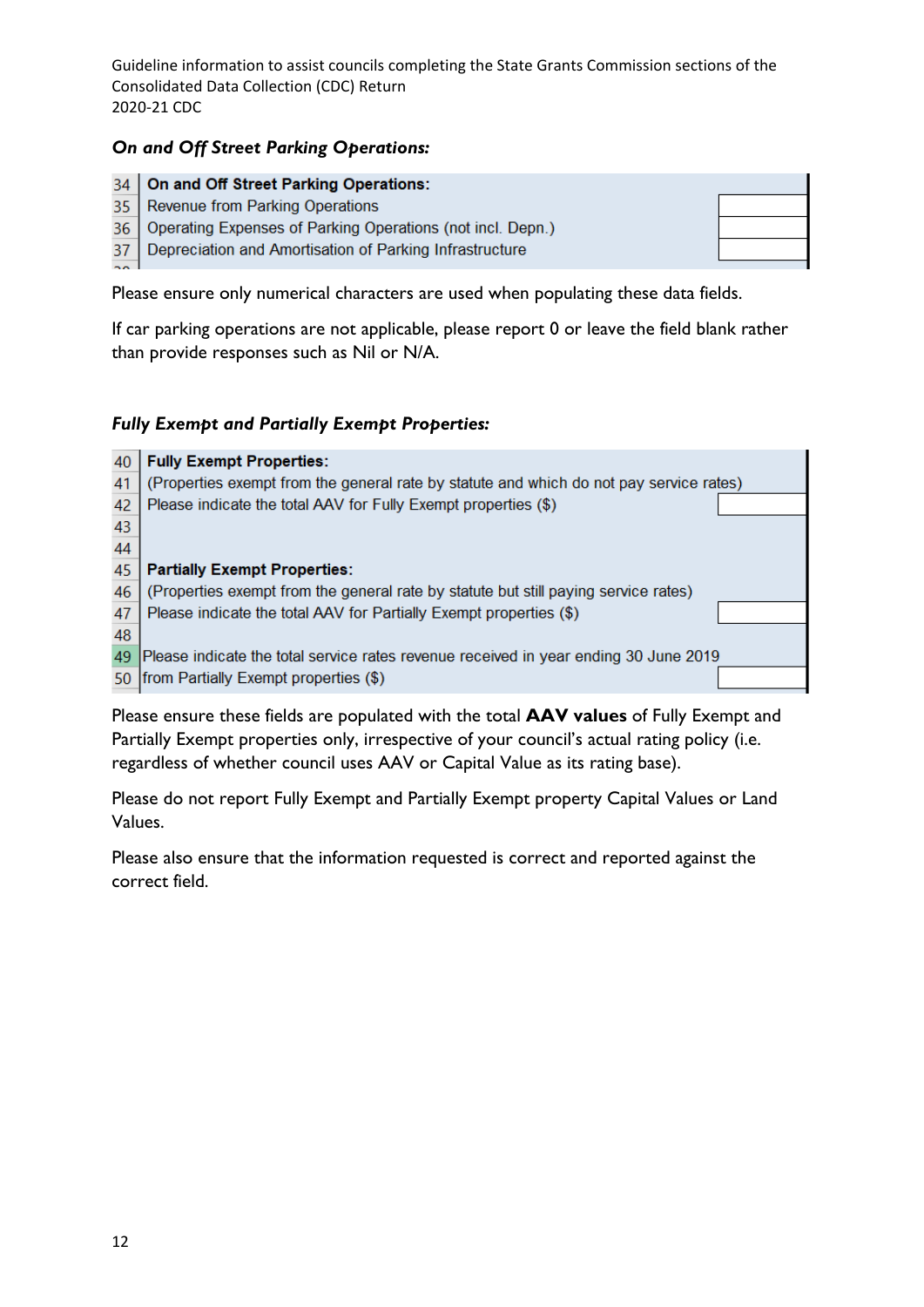### *On and Off Street Parking Operations:*

| | | |
|---|---|---|
| 34 | **On and Off Street Parking Operations:** | |
| 35 | Revenue from Parking Operations | |
| 36 | Operating Expenses of Parking Operations (not incl. Depn.) | |
| 37 | Depreciation and Amortisation of Parking Infrastructure | |

Please ensure only numerical characters are used when populating these data fields.

If car parking operations are not applicable, please report 0 or leave the field blank rather than provide responses such as Nil or N/A.

### *Fully Exempt and Partially Exempt Properties:*

| | | |
|---|---|---|
| 40 | **Fully Exempt Properties:** | |
| 41 | (Properties exempt from the general rate by statute and which do not pay service rates) | |
| 42 | Please indicate the total AAV for Fully Exempt properties ($) | |
| 43 | | |
| 44 | | |
| 45 | **Partially Exempt Properties:** | |
| 46 | (Properties exempt from the general rate by statute but still paying service rates) | |
| 47 | Please indicate the total AAV for Partially Exempt properties ($) | |
| 48 | | |
| 49 | Please indicate the total service rates revenue received in year ending 30 June 2019 | |
| 50 | from Partially Exempt properties ($) | |

Please ensure these fields are populated with the total **AAV values** of Fully Exempt and Partially Exempt properties only, irrespective of your council's actual rating policy (i.e. regardless of whether council uses AAV or Capital Value as its rating base).

Please do not report Fully Exempt and Partially Exempt property Capital Values or Land Values.

Please also ensure that the information requested is correct and reported against the correct field.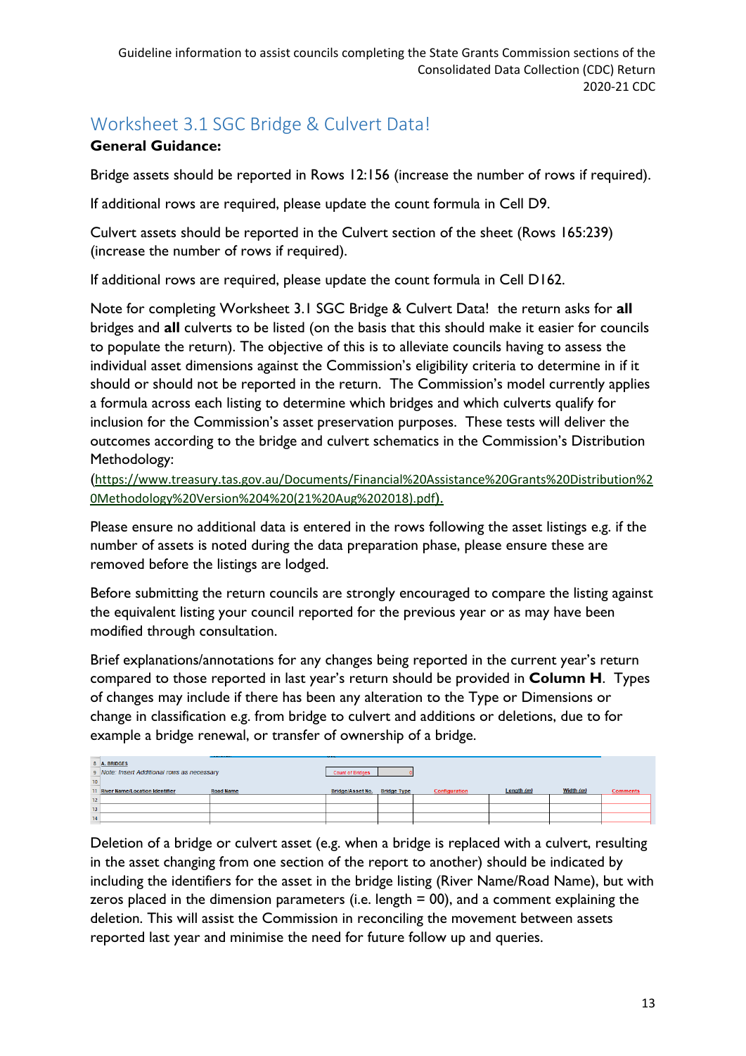## Worksheet 3.1 SGC Bridge & Culvert Data!

**General Guidance:**

Bridge assets should be reported in Rows 12:156 (increase the number of rows if required).

If additional rows are required, please update the count formula in Cell D9.

Culvert assets should be reported in the Culvert section of the sheet (Rows 165:239) (increase the number of rows if required).

If additional rows are required, please update the count formula in Cell D162.

Note for completing Worksheet 3.1 SGC Bridge & Culvert Data! the return asks for **all** bridges and **all** culverts to be listed (on the basis that this should make it easier for councils to populate the return). The objective of this is to alleviate councils having to assess the individual asset dimensions against the Commission's eligibility criteria to determine in if it should or should not be reported in the return. The Commission's model currently applies a formula across each listing to determine which bridges and which culverts qualify for inclusion for the Commission's asset preservation purposes. These tests will deliver the outcomes according to the bridge and culvert schematics in the Commission's Distribution Methodology:

(https://www.treasury.tas.gov.au/Documents/Financial%20Assistance%20Grants%20Distribution%20Methodology%20Version%204%20(21%20Aug%202018).pdf).

Please ensure no additional data is entered in the rows following the asset listings e.g. if the number of assets is noted during the data preparation phase, please ensure these are removed before the listings are lodged.

Before submitting the return councils are strongly encouraged to compare the listing against the equivalent listing your council reported for the previous year or as may have been modified through consultation.

Brief explanations/annotations for any changes being reported in the current year's return compared to those reported in last year's return should be provided in **Column H**. Types of changes may include if there has been any alteration to the Type or Dimensions or change in classification e.g. from bridge to culvert and additions or deletions, due to for example a bridge renewal, or transfer of ownership of a bridge.

| | | | | | | | | |
|---|---|---|---|---|---|---|---|---|
| 8 | A. BRIDGES | | | | | | | |
| 9 | *Note: Insert Additional rows as necessary* | | Count of Bridges | 0 | | | | |
| 10 | | | | | | | | |
| 11 | River Name/Location Identifier | Road Name | Bridge/Asset No. | Bridge Type | Configuration | Length (m) | Width (m) | Comments |
| 12 | | | | | | | | |
| 13 | | | | | | | | |
| 14 | | | | | | | | |

Deletion of a bridge or culvert asset (e.g. when a bridge is replaced with a culvert, resulting in the asset changing from one section of the report to another) should be indicated by including the identifiers for the asset in the bridge listing (River Name/Road Name), but with zeros placed in the dimension parameters (i.e. length = 00), and a comment explaining the deletion. This will assist the Commission in reconciling the movement between assets reported last year and minimise the need for future follow up and queries.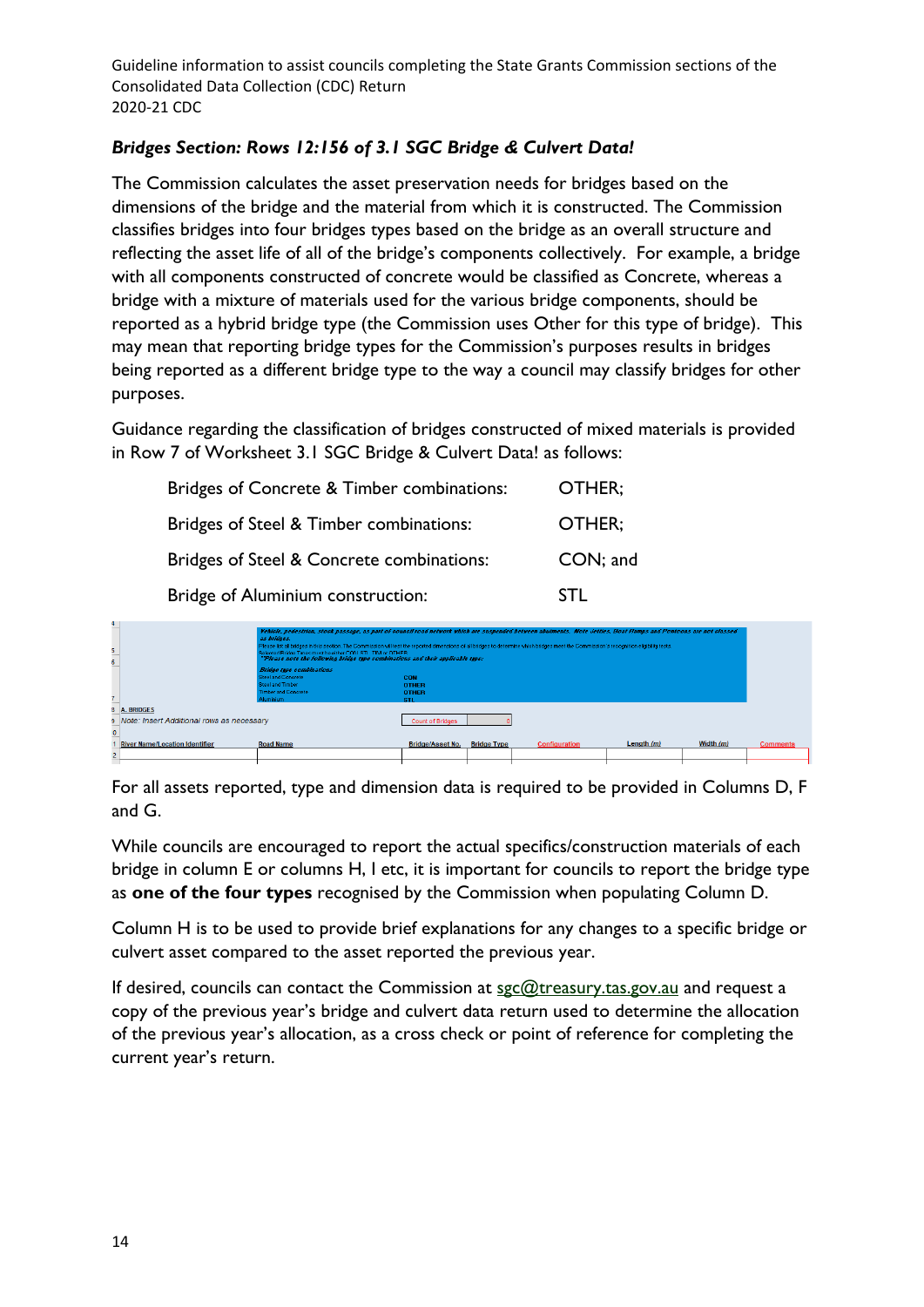### *Bridges Section: Rows 12:156 of 3.1 SGC Bridge & Culvert Data!*

The Commission calculates the asset preservation needs for bridges based on the dimensions of the bridge and the material from which it is constructed. The Commission classifies bridges into four bridges types based on the bridge as an overall structure and reflecting the asset life of all of the bridge's components collectively. For example, a bridge with all components constructed of concrete would be classified as Concrete, whereas a bridge with a mixture of materials used for the various bridge components, should be reported as a hybrid bridge type (the Commission uses Other for this type of bridge). This may mean that reporting bridge types for the Commission's purposes results in bridges being reported as a different bridge type to the way a council may classify bridges for other purposes.

Guidance regarding the classification of bridges constructed of mixed materials is provided in Row 7 of Worksheet 3.1 SGC Bridge & Culvert Data! as follows:

| | |
|---|---|
| Bridges of Concrete & Timber combinations: | OTHER; |
| Bridges of Steel & Timber combinations: | OTHER; |
| Bridges of Steel & Concrete combinations: | CON; and |
| Bridge of Aluminium construction: | STL |

| | | | | | | | |
|---|---|---|---|---|---|---|---|
| A. BRIDGES | | | | | | | |
| Note: Insert Additional rows as necessary | | Count of Bridges 0 | | | | | |
| River Name/Location Identifier | Road Name | Bridge/Asset No. | Bridge Type | Configuration | Length (m) | Width (m) | Comments |

For all assets reported, type and dimension data is required to be provided in Columns D, F and G.

While councils are encouraged to report the actual specifics/construction materials of each bridge in column E or columns H, I etc, it is important for councils to report the bridge type as **one of the four types** recognised by the Commission when populating Column D.

Column H is to be used to provide brief explanations for any changes to a specific bridge or culvert asset compared to the asset reported the previous year.

If desired, councils can contact the Commission at sgc@treasury.tas.gov.au and request a copy of the previous year's bridge and culvert data return used to determine the allocation of the previous year's allocation, as a cross check or point of reference for completing the current year's return.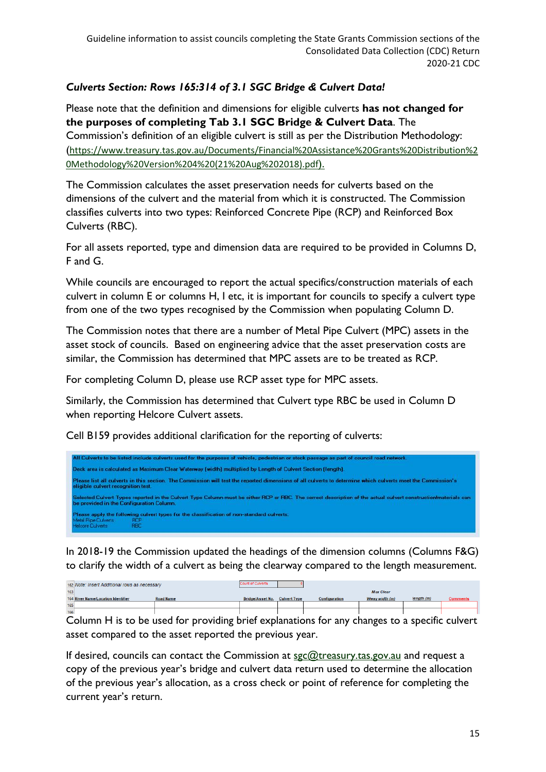*Culverts Section: Rows 165:314 of 3.1 SGC Bridge & Culvert Data!*

Please note that the definition and dimensions for eligible culverts **has not changed for the purposes of completing Tab 3.1 SGC Bridge & Culvert Data**. The Commission's definition of an eligible culvert is still as per the Distribution Methodology: (https://www.treasury.tas.gov.au/Documents/Financial%20Assistance%20Grants%20Distribution%20Methodology%20Version%204%20(21%20Aug%202018).pdf).

The Commission calculates the asset preservation needs for culverts based on the dimensions of the culvert and the material from which it is constructed. The Commission classifies culverts into two types: Reinforced Concrete Pipe (RCP) and Reinforced Box Culverts (RBC).

For all assets reported, type and dimension data are required to be provided in Columns D, F and G.

While councils are encouraged to report the actual specifics/construction materials of each culvert in column E or columns H, I etc, it is important for councils to specify a culvert type from one of the two types recognised by the Commission when populating Column D.

The Commission notes that there are a number of Metal Pipe Culvert (MPC) assets in the asset stock of councils. Based on engineering advice that the asset preservation costs are similar, the Commission has determined that MPC assets are to be treated as RCP.

For completing Column D, please use RCP asset type for MPC assets.

Similarly, the Commission has determined that Culvert type RBC be used in Column D when reporting Helcore Culvert assets.

Cell B159 provides additional clarification for the reporting of culverts:

All Culverts to be listed include culverts used for the purposes of vehicle, pedestrian or stock passage as part of council road network.

Deck area is calculated as Maximum Clear Waterway (width) multiplied by Length of Culvert Section (length).

Please list all culverts in this section. The Commission will test the reported dimensions of all culverts to determine which culverts meet the Commission's eligible culvert recognition test.

Selected Culvert Types reported in the Culvert Type Column must be either RCP or RBC. The correct description of the actual culvert construction/materials can be provided in the Configuration Column.

Please apply the following culvert types for the classification of non-standard culverts:
Metal Pipe Culverts RCP
Helcore Culverts RBC

In 2018-19 the Commission updated the headings of the dimension columns (Columns F&G) to clarify the width of a culvert as being the clearway compared to the length measurement.

| | | | | | | | | |
|---|---|---|---|---|---|---|---|---|
| 162 | Note: Insert Additional rows as necessary | | Count of Culverts | 0 | | | | |
| 163 | | | | | | Max Clear | | |
| 164 | River Name/Location Identifier | Road Name | Bridge/Asset No. | Culvert Type | Configuration | Wway width (m) | length (m) | Comments |
| 165 | | | | | | | | |
| 166 | | | | | | | | |

Column H is to be used for providing brief explanations for any changes to a specific culvert asset compared to the asset reported the previous year.

If desired, councils can contact the Commission at sgc@treasury.tas.gov.au and request a copy of the previous year's bridge and culvert data return used to determine the allocation of the previous year's allocation, as a cross check or point of reference for completing the current year's return.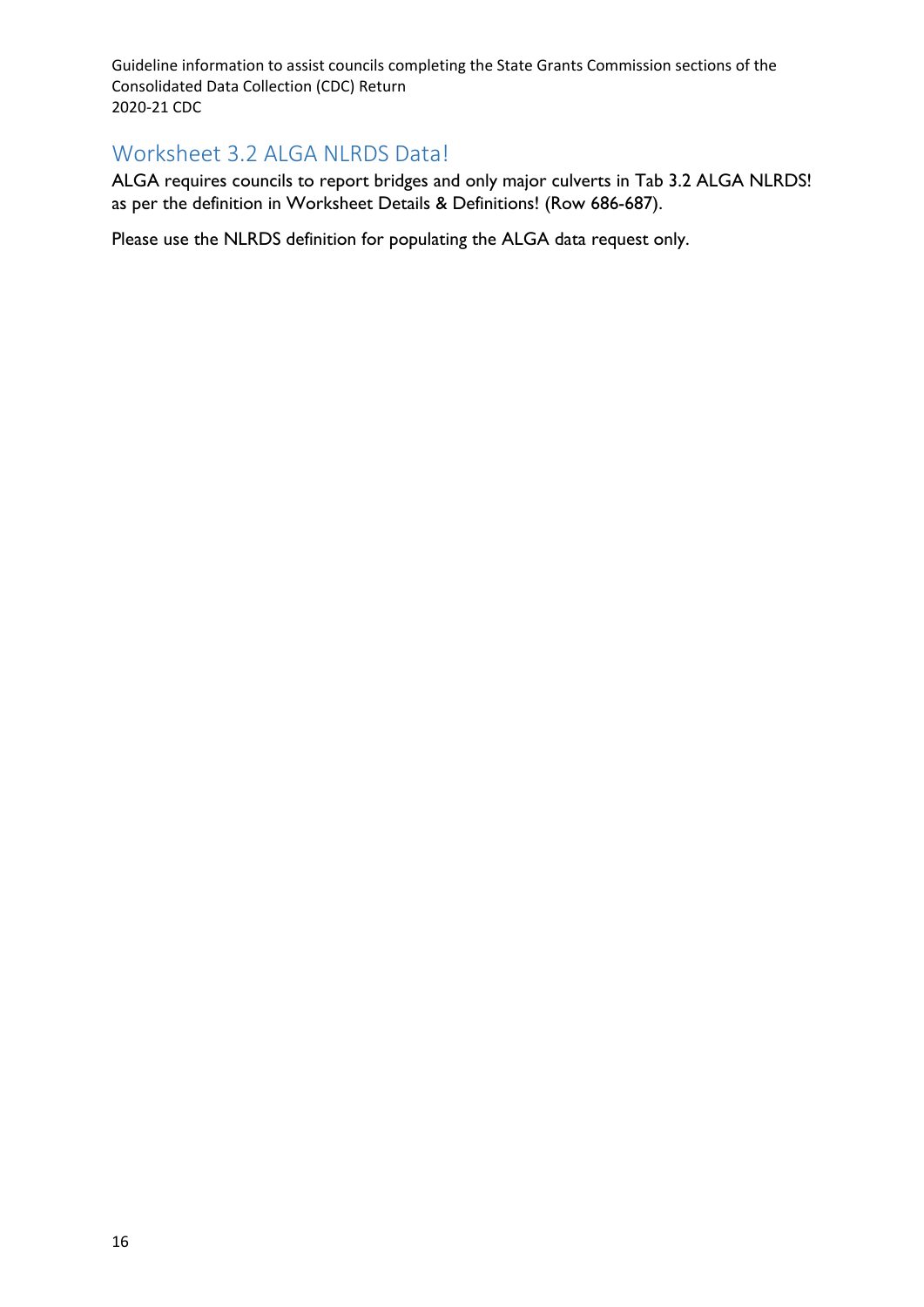## Worksheet 3.2 ALGA NLRDS Data!

ALGA requires councils to report bridges and only major culverts in Tab 3.2 ALGA NLRDS! as per the definition in Worksheet Details & Definitions! (Row 686-687).

Please use the NLRDS definition for populating the ALGA data request only.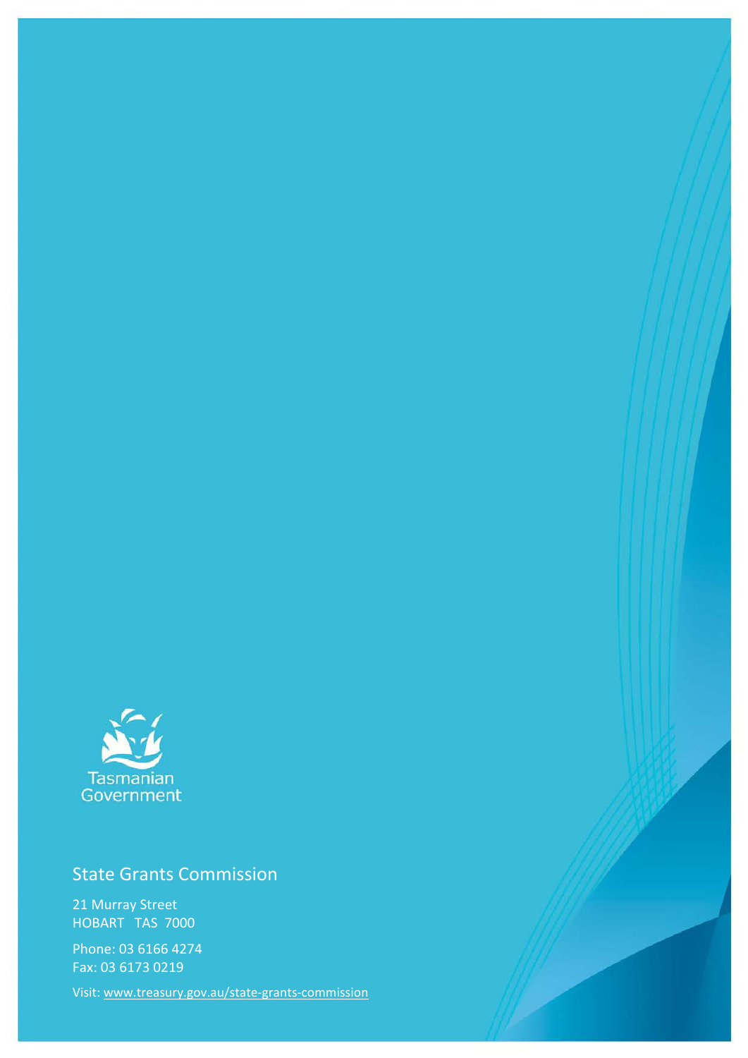Tasmanian Government

## State Grants Commission

21 Murray Street
HOBART TAS 7000

Phone: 03 6166 4274
Fax: 03 6173 0219

Visit: www.treasury.gov.au/state-grants-commission